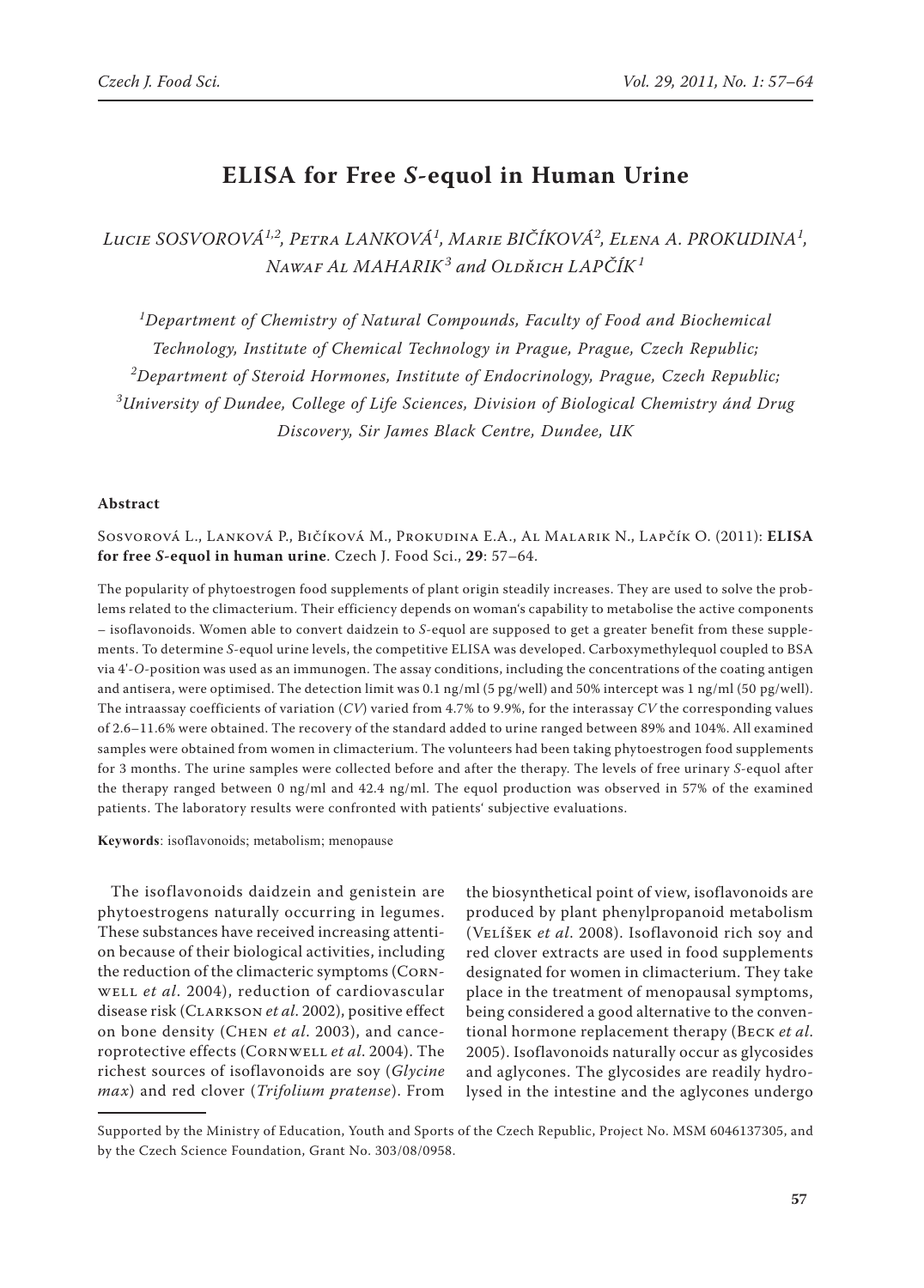# ELISA for Free *S*-equol in Human Urine

Lucie SOSVOROVÁ[1,2], Petra LANKOVÁ[1], Marie BIČÍKOVÁ[2], Elena A. PROKUDINA[1], Nawaf Al MAHARIK[3] and Oldřich LAPČÍK[1]

[1]Department of Chemistry of Natural Compounds, Faculty of Food and Biochemical Technology, Institute of Chemical Technology in Prague, Prague, Czech Republic; [2]Department of Steroid Hormones, Institute of Endocrinology, Prague, Czech Republic; [3]University of Dundee, College of Life Sciences, Division of Biological Chemistry ánd Drug Discovery, Sir James Black Centre, Dundee, UK

## Abstract

Sosvorová L., Lanková P., Bičíková M., Prokudina E.A., Al Malarik N., Lapčík O. (2011): **ELISA for free *S*-equol in human urine**. Czech J. Food Sci., **29**: 57–64.

The popularity of phytoestrogen food supplements of plant origin steadily increases. They are used to solve the problems related to the climacterium. Their efficiency depends on woman's capability to metabolise the active components – isoflavonoids. Women able to convert daidzein to *S*-equol are supposed to get a greater benefit from these supplements. To determine *S*-equol urine levels, the competitive ELISA was developed. Carboxymethylequol coupled to BSA via 4'-*O*-position was used as an immunogen. The assay conditions, including the concentrations of the coating antigen and antisera, were optimised. The detection limit was 0.1 ng/ml (5 pg/well) and 50% intercept was 1 ng/ml (50 pg/well). The intraassay coefficients of variation (*CV*) varied from 4.7% to 9.9%, for the interassay *CV* the corresponding values of 2.6–11.6% were obtained. The recovery of the standard added to urine ranged between 89% and 104%. All examined samples were obtained from women in climacterium. The volunteers had been taking phytoestrogen food supplements for 3 months. The urine samples were collected before and after the therapy. The levels of free urinary *S*-equol after the therapy ranged between 0 ng/ml and 42.4 ng/ml. The equol production was observed in 57% of the examined patients. The laboratory results were confronted with patients' subjective evaluations.

**Keywords**: isoflavonoids; metabolism; menopause

The isoflavonoids daidzein and genistein are phytoestrogens naturally occurring in legumes. These substances have received increasing attention because of their biological activities, including the reduction of the climacteric symptoms (Cornwell *et al*. 2004), reduction of cardiovascular disease risk (Clarkson *et al*. 2002), positive effect on bone density (Chen *et al*. 2003), and canceroprotective effects (Cornwell *et al*. 2004). The richest sources of isoflavonoids are soy (*Glycine max*) and red clover (*Trifolium pratense*). From the biosynthetical point of view, isoflavonoids are produced by plant phenylpropanoid metabolism (Velíšek *et al*. 2008). Isoflavonoid rich soy and red clover extracts are used in food supplements designated for women in climacterium. They take place in the treatment of menopausal symptoms, being considered a good alternative to the conventional hormone replacement therapy (Beck *et al*. 2005). Isoflavonoids naturally occur as glycosides and aglycones. The glycosides are readily hydrolysed in the intestine and the aglycones undergo

Supported by the Ministry of Education, Youth and Sports of the Czech Republic, Project No. MSM 6046137305, and by the Czech Science Foundation, Grant No. 303/08/0958.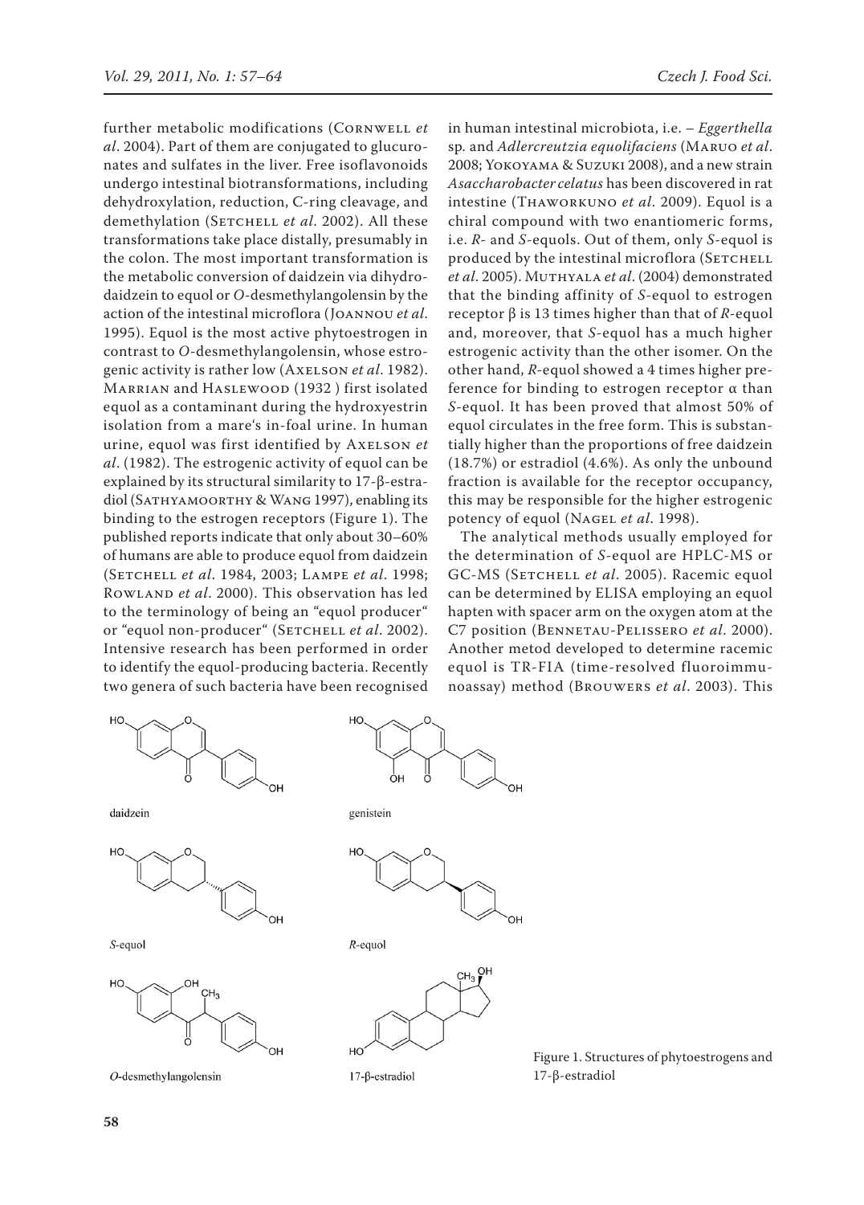further metabolic modifications (Cornwell *et al*. 2004). Part of them are conjugated to glucuronates and sulfates in the liver. Free isoflavonoids undergo intestinal biotransformations, including dehydroxylation, reduction, C-ring cleavage, and demethylation (Setchell *et al*. 2002). All these transformations take place distally, presumably in the colon. The most important transformation is the metabolic conversion of daidzein via dihydrodaidzein to equol or *O*-desmethylangolensin by the action of the intestinal microflora (Joannou *et al*. 1995). Equol is the most active phytoestrogen in contrast to *O*-desmethylangolensin, whose estrogenic activity is rather low (Axelson *et al*. 1982). Marrian and Haslewood (1932 ) first isolated equol as a contaminant during the hydroxyestrin isolation from a mare's in-foal urine. In human urine, equol was first identified by Axelson *et al*. (1982). The estrogenic activity of equol can be explained by its structural similarity to 17-β-estradiol (Sathyamoorthy & Wang 1997), enabling its binding to the estrogen receptors (Figure 1). The published reports indicate that only about 30–60% of humans are able to produce equol from daidzein (Setchell *et al*. 1984, 2003; Lampe *et al*. 1998; Rowland *et al*. 2000). This observation has led to the terminology of being an "equol producer" or "equol non-producer" (Setchell *et al*. 2002). Intensive research has been performed in order to identify the equol-producing bacteria. Recently two genera of such bacteria have been recognised in human intestinal microbiota, i.e. – *Eggerthella* sp. and *Adlercreutzia equolifaciens* (Maruo *et al.* 2008; Yokoyama & Suzuki 2008), and a new strain *Asaccharobacter celatus* has been discovered in rat intestine (Thaworkuno *et al*. 2009). Equol is a chiral compound with two enantiomeric forms, i.e. *R*- and *S*-equols. Out of them, only *S*-equol is produced by the intestinal microflora (Setchell *et al*. 2005). Muthyala *et al*. (2004) demonstrated that the binding affinity of *S*-equol to estrogen receptor β is 13 times higher than that of *R*-equol and, moreover, that *S*-equol has a much higher estrogenic activity than the other isomer. On the other hand, *R*-equol showed a 4 times higher preference for binding to estrogen receptor α than *S*-equol. It has been proved that almost 50% of equol circulates in the free form. This is substantially higher than the proportions of free daidzein (18.7%) or estradiol (4.6%). As only the unbound fraction is available for the receptor occupancy, this may be responsible for the higher estrogenic potency of equol (Nagel *et al*. 1998).

The analytical methods usually employed for the determination of *S*-equol are HPLC-MS or GC-MS (Setchell *et al*. 2005). Racemic equol can be determined by ELISA employing an equol hapten with spacer arm on the oxygen atom at the C7 position (Bennetau-Pelissero *et al*. 2000). Another metod developed to determine racemic equol is TR-FIA (time-resolved fluoroimmunoassay) method (Brouwers *et al*. 2003). This

daidzein

genistein

*S*-equol

*R*-equol

*O*-desmethylangolensin

17-β-estradiol

Figure 1. Structures of phytoestrogens and 17-β-estradiol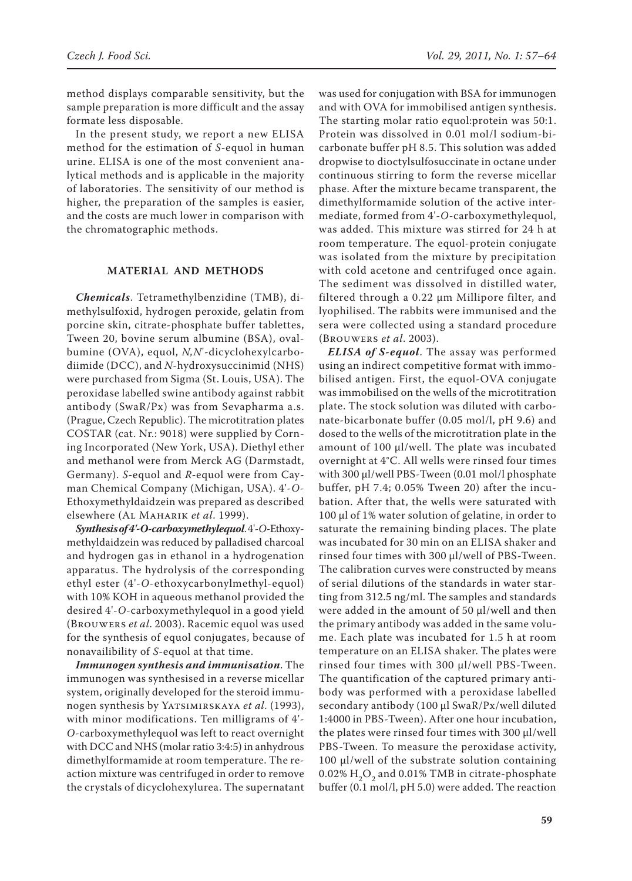method displays comparable sensitivity, but the sample preparation is more difficult and the assay formate less disposable.

In the present study, we report a new ELISA method for the estimation of *S*-equol in human urine. ELISA is one of the most convenient analytical methods and is applicable in the majority of laboratories. The sensitivity of our method is higher, the preparation of the samples is easier, and the costs are much lower in comparison with the chromatographic methods.

## MATERIAL AND METHODS

***Chemicals***. Tetramethylbenzidine (TMB), dimethylsulfoxid, hydrogen peroxide, gelatin from porcine skin, citrate-phosphate buffer tablettes, Tween 20, bovine serum albumine (BSA), ovalbumine (OVA), equol, *N,N*'-dicyclohexylcarbodiimide (DCC), and *N*-hydroxysuccinimid (NHS) were purchased from Sigma (St. Louis, USA). The peroxidase labelled swine antibody against rabbit antibody (SwaR/Px) was from Sevapharma a.s. (Prague, Czech Republic). The microtitration plates COSTAR (cat. Nr.: 9018) were supplied by Corning Incorporated (New York, USA). Diethyl ether and methanol were from Merck AG (Darmstadt, Germany). *S*-equol and *R*-equol were from Cayman Chemical Company (Michigan, USA). 4'-*O*-Ethoxymethyldaidzein was prepared as described elsewhere (Al Maharik *et al*. 1999).

***Synthesis of 4'-O-carboxymethylequol***. 4'-*O*-Ethoxymethyldaidzein was reduced by palladised charcoal and hydrogen gas in ethanol in a hydrogenation apparatus. The hydrolysis of the corresponding ethyl ester (4'-*O*-ethoxycarbonylmethyl-equol) with 10% KOH in aqueous methanol provided the desired 4'-*O*-carboxymethylequol in a good yield (Brouwers *et al*. 2003). Racemic equol was used for the synthesis of equol conjugates, because of nonavailibility of *S*-equol at that time.

***Immunogen synthesis and immunisation***. The immunogen was synthesised in a reverse micellar system, originally developed for the steroid immunogen synthesis by Yatsimirskaya *et al*. (1993), with minor modifications. Ten milligrams of 4'-*O*-carboxymethylequol was left to react overnight with DCC and NHS (molar ratio 3:4:5) in anhydrous dimethylformamide at room temperature. The reaction mixture was centrifuged in order to remove the crystals of dicyclohexylurea. The supernatant was used for conjugation with BSA for immunogen and with OVA for immobilised antigen synthesis. The starting molar ratio equol:protein was 50:1. Protein was dissolved in 0.01 mol/l sodium-bicarbonate buffer pH 8.5. This solution was added dropwise to dioctylsulfosuccinate in octane under continuous stirring to form the reverse micellar phase. After the mixture became transparent, the dimethylformamide solution of the active intermediate, formed from 4'-*O*-carboxymethylequol, was added. This mixture was stirred for 24 h at room temperature. The equol-protein conjugate was isolated from the mixture by precipitation with cold acetone and centrifuged once again. The sediment was dissolved in distilled water, filtered through a 0.22 µm Millipore filter, and lyophilised. The rabbits were immunised and the sera were collected using a standard procedure (Brouwers *et al*. 2003).

***ELISA of S-equol***. The assay was performed using an indirect competitive format with immobilised antigen. First, the equol-OVA conjugate was immobilised on the wells of the microtitration plate. The stock solution was diluted with carbonate-bicarbonate buffer (0.05 mol/l, pH 9.6) and dosed to the wells of the microtitration plate in the amount of 100 µl/well. The plate was incubated overnight at 4°C. All wells were rinsed four times with 300 µl/well PBS-Tween (0.01 mol/l phosphate buffer, pH 7.4; 0.05% Tween 20) after the incubation. After that, the wells were saturated with 100 µl of 1% water solution of gelatine, in order to saturate the remaining binding places. The plate was incubated for 30 min on an ELISA shaker and rinsed four times with 300 µl/well of PBS-Tween. The calibration curves were constructed by means of serial dilutions of the standards in water starting from 312.5 ng/ml. The samples and standards were added in the amount of 50 µl/well and then the primary antibody was added in the same volume. Each plate was incubated for 1.5 h at room temperature on an ELISA shaker. The plates were rinsed four times with 300 µl/well PBS-Tween. The quantification of the captured primary antibody was performed with a peroxidase labelled secondary antibody (100 µl SwaR/Px/well diluted 1:4000 in PBS-Tween). After one hour incubation, the plates were rinsed four times with 300 µl/well PBS-Tween. To measure the peroxidase activity, 100 µl/well of the substrate solution containing 0.02% $H_2O_2$ and 0.01% TMB in citrate-phosphate buffer (0.1 mol/l, pH 5.0) were added. The reaction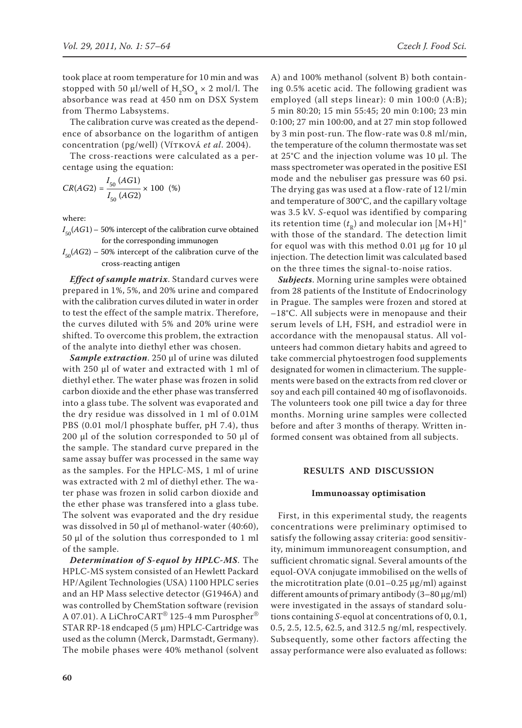took place at room temperature for 10 min and was stopped with 50 µl/well of $H_2SO_4$ × 2 mol/l. The absorbance was read at 450 nm on DSX System from Thermo Labsystems.

The calibration curve was created as the dependence of absorbance on the logarithm of antigen concentration (pg/well) (Vítková *et al*. 2004).

The cross-reactions were calculated as a percentage using the equation:

$$CR(AG2) = \frac{I_{50}(AG1)}{I_{50}(AG2)} \times 100 \ \ (\%)$$

where:

$I_{50}(AG1)$ – 50% intercept of the calibration curve obtained for the corresponding immunogen

$I_{50}(AG2)$ – 50% intercept of the calibration curve of the cross-reacting antigen

***Effect of sample matrix***. Standard curves were prepared in 1%, 5%, and 20% urine and compared with the calibration curves diluted in water in order to test the effect of the sample matrix. Therefore, the curves diluted with 5% and 20% urine were shifted. To overcome this problem, the extraction of the analyte into diethyl ether was chosen.

***Sample extraction***. 250 µl of urine was diluted with 250 µl of water and extracted with 1 ml of diethyl ether. The water phase was frozen in solid carbon dioxide and the ether phase was transferred into a glass tube. The solvent was evaporated and the dry residue was dissolved in 1 ml of 0.01M PBS (0.01 mol/l phosphate buffer, pH 7.4), thus 200 µl of the solution corresponded to 50 µl of the sample. The standard curve prepared in the same assay buffer was processed in the same way as the samples. For the HPLC-MS, 1 ml of urine was extracted with 2 ml of diethyl ether. The water phase was frozen in solid carbon dioxide and the ether phase was transfered into a glass tube. The solvent was evaporated and the dry residue was dissolved in 50 µl of methanol-water (40:60), 50 µl of the solution thus corresponded to 1 ml of the sample.

***Determination of S-equol by HPLC-MS***. The HPLC-MS system consisted of an Hewlett Packard HP/Agilent Technologies (USA) 1100 HPLC series and an HP Mass selective detector (G1946A) and was controlled by ChemStation software (revision A 07.01). A LiChroCART® 125-4 mm Purospher® STAR RP-18 endcaped (5 µm) HPLC-Cartridge was used as the column (Merck, Darmstadt, Germany). The mobile phases were 40% methanol (solvent A) and 100% methanol (solvent B) both containing 0.5% acetic acid. The following gradient was employed (all steps linear): 0 min 100:0 (A:B); 5 min 80:20; 15 min 55:45; 20 min 0:100; 23 min 0:100; 27 min 100:00, and at 27 min stop followed by 3 min post-run. The flow-rate was 0.8 ml/min, the temperature of the column thermostate was set at 25°C and the injection volume was 10 µl. The mass spectrometer was operated in the positive ESI mode and the nebuliser gas pressure was 60 psi. The drying gas was used at a flow-rate of 12 l/min and temperature of 300°C, and the capillary voltage was 3.5 kV. *S*-equol was identified by comparing its retention time ($t_R$) and molecular ion $[M+H]^+$ with those of the standard. The detection limit for equol was with this method 0.01 µg for 10 µl injection. The detection limit was calculated based on the three times the signal-to-noise ratios.

***Subjects***. Morning urine samples were obtained from 28 patients of the Institute of Endocrinology in Prague. The samples were frozen and stored at −18°C. All subjects were in menopause and their serum levels of LH, FSH, and estradiol were in accordance with the menopausal status. All volunteers had common dietary habits and agreed to take commercial phytoestrogen food supplements designated for women in climacterium. The supplements were based on the extracts from red clover or soy and each pill contained 40 mg of isoflavonoids. The volunteers took one pill twice a day for three months. Morning urine samples were collected before and after 3 months of therapy. Written informed consent was obtained from all subjects.

## RESULTS AND DISCUSSION

### Immunoassay optimisation

First, in this experimental study, the reagents concentrations were preliminary optimised to satisfy the following assay criteria: good sensitivity, minimum immunoreagent consumption, and sufficient chromatic signal. Several amounts of the equol-OVA conjugate immobilised on the wells of the microtitration plate (0.01–0.25 µg/ml) against different amounts of primary antibody (3–80 µg/ml) were investigated in the assays of standard solutions containing *S*-equol at concentrations of 0, 0.1, 0.5, 2.5, 12.5, 62.5, and 312.5 ng/ml, respectively. Subsequently, some other factors affecting the assay performance were also evaluated as follows: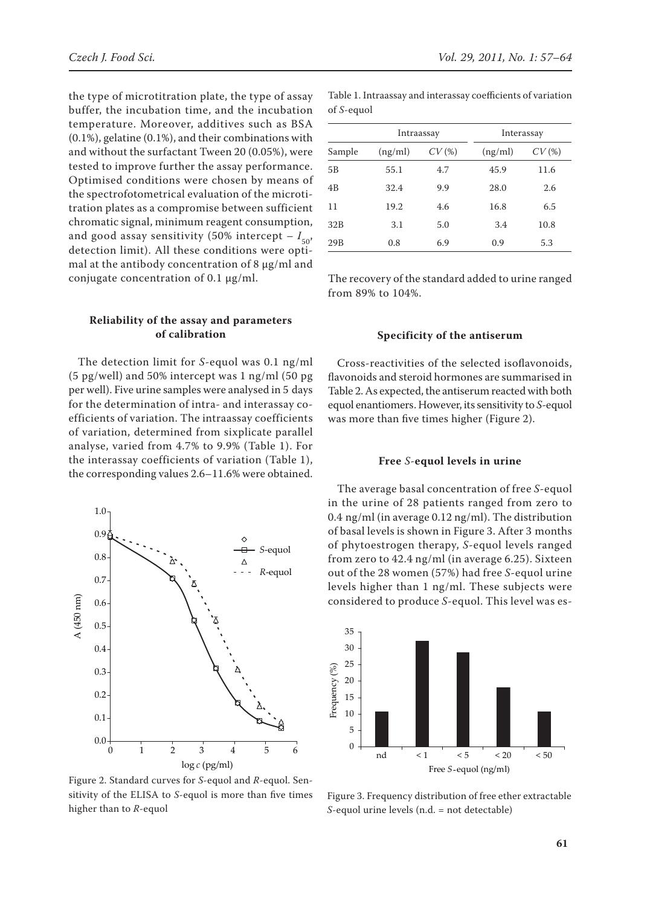the type of microtitration plate, the type of assay buffer, the incubation time, and the incubation temperature. Moreover, additives such as BSA (0.1%), gelatine (0.1%), and their combinations with and without the surfactant Tween 20 (0.05%), were tested to improve further the assay performance. Optimised conditions were chosen by means of the spectrofotometrical evaluation of the microtitration plates as a compromise between sufficient chromatic signal, minimum reagent consumption, and good assay sensitivity (50% intercept – $I_{50}$, detection limit). All these conditions were optimal at the antibody concentration of 8 µg/ml and conjugate concentration of 0.1 µg/ml.

### Reliability of the assay and parameters of calibration

The detection limit for *S*-equol was 0.1 ng/ml (5 pg/well) and 50% intercept was 1 ng/ml (50 pg per well). Five urine samples were analysed in 5 days for the determination of intra- and interassay coefficients of variation. The intraassay coefficients of variation, determined from sixplicate parallel analyse, varied from 4.7% to 9.9% (Table 1). For the interassay coefficients of variation (Table 1), the corresponding values 2.6–11.6% were obtained.

Figure 2. Standard curves for *S*-equol and *R*-equol. Sensitivity of the ELISA to *S*-equol is more than five times higher than to *R*-equol

Table 1. Intraassay and interassay coefficients of variation of *S*-equol

| | Intraassay | | Interassay | |
|---|---|---|---|---|
| Sample | (ng/ml) | *CV* (%) | (ng/ml) | *CV* (%) |
| 5B | 55.1 | 4.7 | 45.9 | 11.6 |
| 4B | 32.4 | 9.9 | 28.0 | 2.6 |
| 11 | 19.2 | 4.6 | 16.8 | 6.5 |
| 32B | 3.1 | 5.0 | 3.4 | 10.8 |
| 29B | 0.8 | 6.9 | 0.9 | 5.3 |

The recovery of the standard added to urine ranged from 89% to 104%.

### Specificity of the antiserum

Cross-reactivities of the selected isoflavonoids, flavonoids and steroid hormones are summarised in Table 2. As expected, the antiserum reacted with both equol enantiomers. However, its sensitivity to *S*-equol was more than five times higher (Figure 2).

### Free *S*-equol levels in urine

The average basal concentration of free *S*-equol in the urine of 28 patients ranged from zero to 0.4 ng/ml (in average 0.12 ng/ml). The distribution of basal levels is shown in Figure 3. After 3 months of phytoestrogen therapy, *S*-equol levels ranged from zero to 42.4 ng/ml (in average 6.25). Sixteen out of the 28 women (57%) had free *S*-equol urine levels higher than 1 ng/ml. These subjects were considered to produce *S*-equol. This level was es-

Figure 3. Frequency distribution of free ether extractable *S*-equol urine levels (n.d. = not detectable)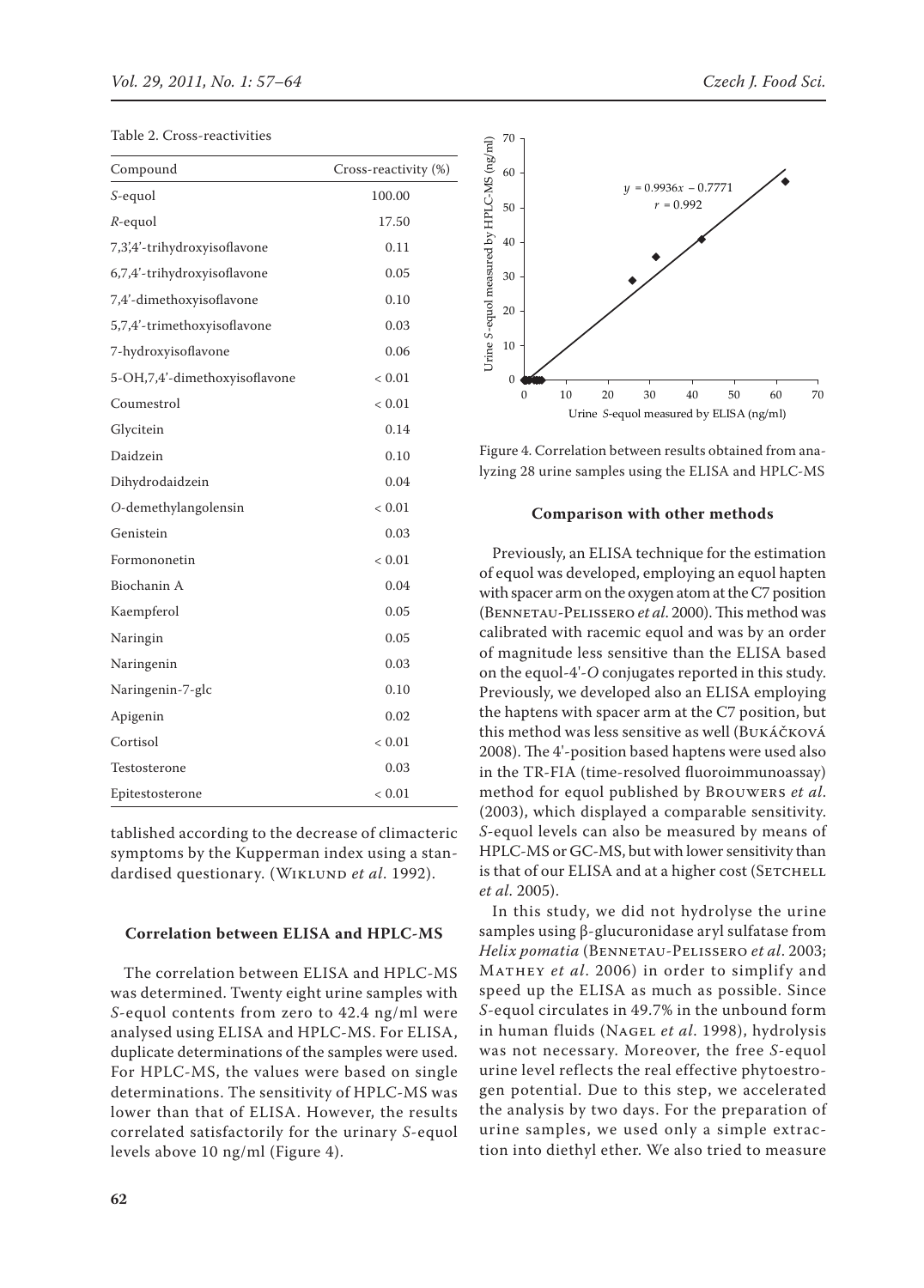Table 2. Cross-reactivities

| Compound | Cross-reactivity (%) |
|---|---|
| *S*-equol | 100.00 |
| *R*-equol | 17.50 |
| 7,3',4'-trihydroxyisoflavone | 0.11 |
| 6,7,4'-trihydroxyisoflavone | 0.05 |
| 7,4'-dimethoxyisoflavone | 0.10 |
| 5,7,4'-trimethoxyisoflavone | 0.03 |
| 7-hydroxyisoflavone | 0.06 |
| 5-OH,7,4'-dimethoxyisoflavone | < 0.01 |
| Coumestrol | < 0.01 |
| Glycitein | 0.14 |
| Daidzein | 0.10 |
| Dihydrodaidzein | 0.04 |
| *O*-demethylangolensin | < 0.01 |
| Genistein | 0.03 |
| Formononetin | < 0.01 |
| Biochanin A | 0.04 |
| Kaempferol | 0.05 |
| Naringin | 0.05 |
| Naringenin | 0.03 |
| Naringenin-7-glc | 0.10 |
| Apigenin | 0.02 |
| Cortisol | < 0.01 |
| Testosterone | 0.03 |
| Epitestosterone | < 0.01 |

tablished according to the decrease of climacteric symptoms by the Kupperman index using a standardised questionary. (Wiklund *et al*. 1992).

### Correlation between ELISA and HPLC-MS

The correlation between ELISA and HPLC-MS was determined. Twenty eight urine samples with *S*-equol contents from zero to 42.4 ng/ml were analysed using ELISA and HPLC-MS. For ELISA, duplicate determinations of the samples were used. For HPLC-MS, the values were based on single determinations. The sensitivity of HPLC-MS was lower than that of ELISA. However, the results correlated satisfactorily for the urinary *S*-equol levels above 10 ng/ml (Figure 4).

$y = 0.9936x - 0.7771$, $r = 0.992$

Figure 4. Correlation between results obtained from analyzing 28 urine samples using the ELISA and HPLC-MS

### Comparison with other methods

Previously, an ELISA technique for the estimation of equol was developed, employing an equol hapten with spacer arm on the oxygen atom at the C7 position (Bennetau-Pelissero *et al*. 2000). This method was calibrated with racemic equol and was by an order of magnitude less sensitive than the ELISA based on the equol-4'-*O* conjugates reported in this study. Previously, we developed also an ELISA employing the haptens with spacer arm at the C7 position, but this method was less sensitive as well (Bukáčková 2008). The 4'-position based haptens were used also in the TR-FIA (time-resolved fluoroimmunoassay) method for equol published by Brouwers *et al*. (2003), which displayed a comparable sensitivity. *S*-equol levels can also be measured by means of HPLC-MS or GC-MS, but with lower sensitivity than is that of our ELISA and at a higher cost (Setchell *et al*. 2005).

In this study, we did not hydrolyse the urine samples using β-glucuronidase aryl sulfatase from *Helix pomatia* (Bennetau-Pelissero *et al*. 2003; Mathey *et al*. 2006) in order to simplify and speed up the ELISA as much as possible. Since *S*-equol circulates in 49.7% in the unbound form in human fluids (Nagel *et al*. 1998), hydrolysis was not necessary. Moreover, the free *S*-equol urine level reflects the real effective phytoestrogen potential. Due to this step, we accelerated the analysis by two days. For the preparation of urine samples, we used only a simple extraction into diethyl ether. We also tried to measure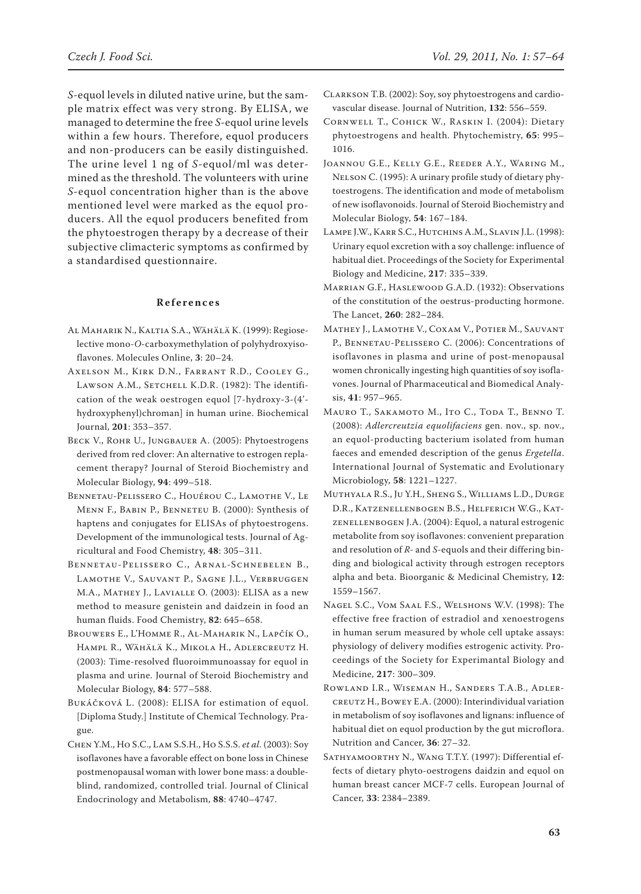*S*-equol levels in diluted native urine, but the sample matrix effect was very strong. By ELISA, we managed to determine the free *S*-equol urine levels within a few hours. Therefore, equol producers and non-producers can be easily distinguished. The urine level 1 ng of *S*-equol/ml was determined as the threshold. The volunteers with urine *S*-equol concentration higher than is the above mentioned level were marked as the equol producers. All the equol producers benefited from the phytoestrogen therapy by a decrease of their subjective climacteric symptoms as confirmed by a standardised questionnaire.

## References

Al Maharik N., Kaltia S.A., Wähälä K. (1999): Regioselective mono-*O*-carboxymethylation of polyhydroxyisoflavones. Molecules Online, **3**: 20–24.

Axelson M., Kirk D.N., Farrant R.D., Cooley G., Lawson A.M., Setchell K.D.R. (1982): The identification of the weak oestrogen equol [7-hydroxy-3-(4'-hydroxyphenyl)chroman] in human urine. Biochemical Journal, **201**: 353–357.

Beck V., Rohr U., Jungbauer A. (2005): Phytoestrogens derived from red clover: An alternative to estrogen replacement therapy? Journal of Steroid Biochemistry and Molecular Biology, **94**: 499–518.

Bennetau-Pelissero C., Houérou C., Lamothe V., Le Menn F., Babin P., Benneteu B. (2000): Synthesis of haptens and conjugates for ELISAs of phytoestrogens. Development of the immunological tests. Journal of Agricultural and Food Chemistry, **48**: 305–311.

Bennetau-Pelissero C., Arnal-Schnebelen B., Lamothe V., Sauvant P., Sagne J.L., Verbruggen M.A., Mathey J., Lavialle O. (2003): ELISA as a new method to measure genistein and daidzein in food an human fluids. Food Chemistry, **82**: 645–658.

Brouwers E., L'Homme R., Al-Maharik N., Lapčík O., Hampl R., Wähälä K., Mikola H., Adlercreutz H. (2003): Time-resolved fluoroimmunoassay for equol in plasma and urine. Journal of Steroid Biochemistry and Molecular Biology, **84**: 577–588.

Bukáčková L. (2008): ELISA for estimation of equol. [Diploma Study.] Institute of Chemical Technology. Prague.

Chen Y.M., Ho S.C., Lam S.S.H., Ho S.S.S. *et al*. (2003): Soy isoflavones have a favorable effect on bone loss in Chinese postmenopausal woman with lower bone mass: a double-blind, randomized, controlled trial. Journal of Clinical Endocrinology and Metabolism, **88**: 4740–4747.

Clarkson T.B. (2002): Soy, soy phytoestrogens and cardiovascular disease. Journal of Nutrition, **132**: 556–559.

Cornwell T., Cohick W., Raskin I. (2004): Dietary phytoestrogens and health. Phytochemistry, **65**: 995–1016.

Joannou G.E., Kelly G.E., Reeder A.Y., Waring M., Nelson C. (1995): A urinary profile study of dietary phytoestrogens. The identification and mode of metabolism of new isoflavonoids. Journal of Steroid Biochemistry and Molecular Biology, **54**: 167–184.

Lampe J.W., Karr S.C., Hutchins A.M., Slavin J.L. (1998): Urinary equol excretion with a soy challenge: influence of habitual diet. Proceedings of the Society for Experimental Biology and Medicine, **217**: 335–339.

Marrian G.F., Haslewood G.A.D. (1932): Observations of the constitution of the oestrus-producting hormone. The Lancet, **260**: 282–284.

Mathey J., Lamothe V., Coxam V., Potier M., Sauvant P., Bennetau-Pelissero C. (2006): Concentrations of isoflavones in plasma and urine of post-menopausal women chronically ingesting high quantities of soy isoflavones. Journal of Pharmaceutical and Biomedical Analysis, **41**: 957–965.

Mauro T., Sakamoto M., Ito C., Toda T., Benno T. (2008): *Adlercreutzia equolifaciens* gen. nov., sp. nov., an equol-producting bacterium isolated from human faeces and emended description of the genus *Ergetella*. International Journal of Systematic and Evolutionary Microbiology, **58**: 1221–1227.

Muthyala R.S., Ju Y.H., Sheng S., Williams L.D., Durge D.R., Katzenellenbogen B.S., Helferich W.G., Katzenellenbogen J.A. (2004): Equol, a natural estrogenic metabolite from soy isoflavones: convenient preparation and resolution of *R*- and *S*-equols and their differing binding and biological activity through estrogen receptors alpha and beta. Bioorganic & Medicinal Chemistry, **12**: 1559–1567.

Nagel S.C., Vom Saal F.S., Welshons W.V. (1998): The effective free fraction of estradiol and xenoestrogens in human serum measured by whole cell uptake assays: physiology of delivery modifies estrogenic activity. Proceedings of the Society for Experimantal Biology and Medicine, **217**: 300–309.

Rowland I.R., Wiseman H., Sanders T.A.B., Adlercreutz H., Bowey E.A. (2000): Interindividual variation in metabolism of soy isoflavones and lignans: influence of habitual diet on equol production by the gut microflora. Nutrition and Cancer, **36**: 27–32.

Sathyamoorthy N., Wang T.T.Y. (1997): Differential effects of dietary phyto-oestrogens daidzin and equol on human breast cancer MCF-7 cells. European Journal of Cancer, **33**: 2384–2389.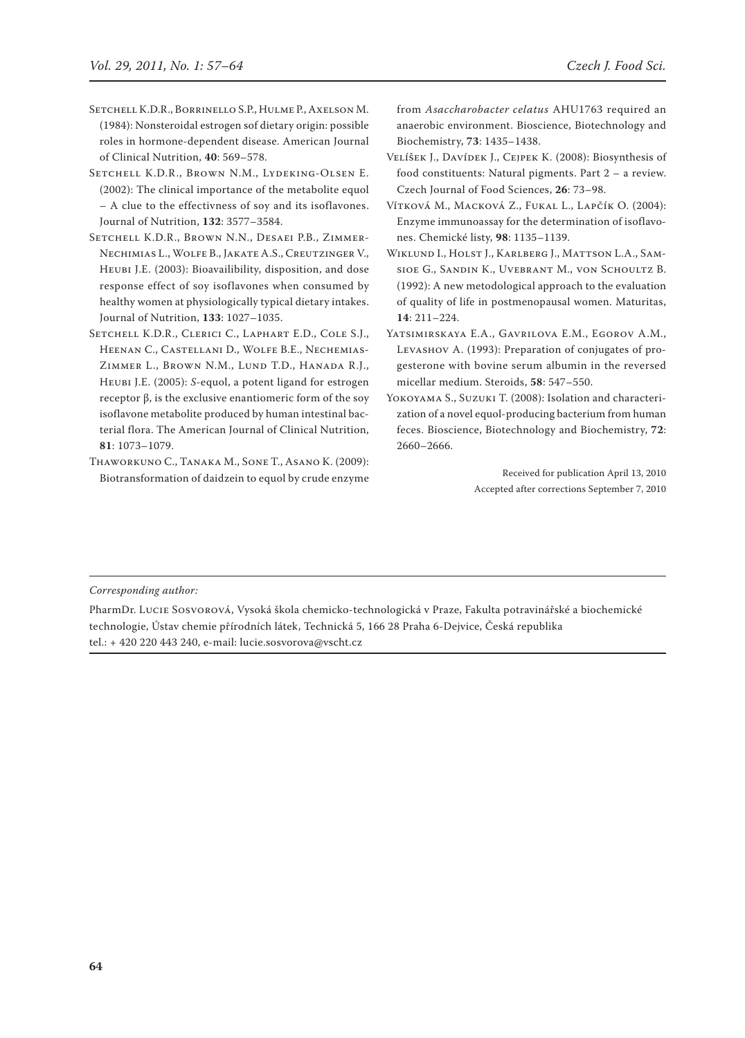Setchell K.D.R., Borrinello S.P., Hulme P., Axelson M. (1984): Nonsteroidal estrogen sof dietary origin: possible roles in hormone-dependent disease. American Journal of Clinical Nutrition, **40**: 569–578.

Setchell K.D.R., Brown N.M., Lydeking-Olsen E. (2002): The clinical importance of the metabolite equol – A clue to the effectivness of soy and its isoflavones. Journal of Nutrition, **132**: 3577–3584.

Setchell K.D.R., Brown N.N., Desaei P.B., Zimmer-Nechimias L., Wolfe B., Jakate A.S., Creutzinger V., Heubi J.E. (2003): Bioavailibility, disposition, and dose response effect of soy isoflavones when consumed by healthy women at physiologically typical dietary intakes. Journal of Nutrition, **133**: 1027–1035.

Setchell K.D.R., Clerici C., Laphart E.D., Cole S.J., Heenan C., Castellani D., Wolfe B.E., Nechemias-Zimmer L., Brown N.M., Lund T.D., Hanada R.J., Heubi J.E. (2005): *S*-equol, a potent ligand for estrogen receptor β, is the exclusive enantiomeric form of the soy isoflavone metabolite produced by human intestinal bacterial flora. The American Journal of Clinical Nutrition, **81**: 1073–1079.

Thaworkuno C., Tanaka M., Sone T., Asano K. (2009): Biotransformation of daidzein to equol by crude enzyme from *Asaccharobacter celatus* AHU1763 required an anaerobic environment. Bioscience, Biotechnology and Biochemistry, **73**: 1435–1438.

Velíšek J., Davídek J., Cejpek K. (2008): Biosynthesis of food constituents: Natural pigments. Part 2 – a review. Czech Journal of Food Sciences, **26**: 73–98.

Vítková M., Macková Z., Fukal L., Lapčík O. (2004): Enzyme immunoassay for the determination of isoflavones. Chemické listy, **98**: 1135–1139.

Wiklund I., Holst J., Karlberg J., Mattson L.A., Samsioe G., Sandin K., Uvebrant M., von Schoultz B. (1992): A new metodological approach to the evaluation of quality of life in postmenopausal women. Maturitas, **14**: 211–224.

Yatsimirskaya E.A., Gavrilova E.M., Egorov A.M., Levashov A. (1993): Preparation of conjugates of progesterone with bovine serum albumin in the reversed micellar medium. Steroids, **58**: 547–550.

Yokoyama S., Suzuki T. (2008): Isolation and characterization of a novel equol-producing bacterium from human feces. Bioscience, Biotechnology and Biochemistry, **72**: 2660–2666.

Received for publication April 13, 2010
Accepted after corrections September 7, 2010

*Corresponding author:*

PharmDr. Lucie Sosvorová, Vysoká škola chemicko-technologická v Praze, Fakulta potravinářské a biochemické technologie, Ústav chemie přírodních látek, Technická 5, 166 28 Praha 6-Dejvice, Česká republika
tel.: + 420 220 443 240, e-mail: lucie.sosvorova@vscht.cz